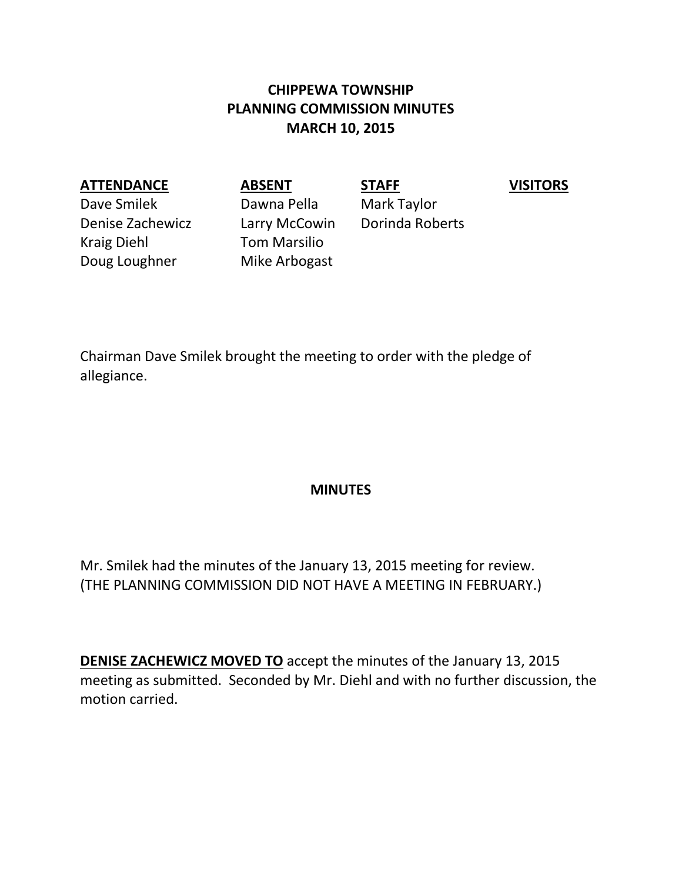# CHIPPEWA TOWNSHIP
# PLANNING COMMISSION MINUTES
# MARCH 10, 2015

| ATTENDANCE | ABSENT | STAFF | VISITORS |
|---|---|---|---|
| Dave Smilek | Dawna Pella | Mark Taylor | |
| Denise Zachewicz | Larry McCowin | Dorinda Roberts | |
| Kraig Diehl | Tom Marsilio | | |
| Doug Loughner | Mike Arbogast | | |

Chairman Dave Smilek brought the meeting to order with the pledge of allegiance.

## MINUTES

Mr. Smilek had the minutes of the January 13, 2015 meeting for review. (THE PLANNING COMMISSION DID NOT HAVE A MEETING IN FEBRUARY.)

**DENISE ZACHEWICZ MOVED TO** accept the minutes of the January 13, 2015 meeting as submitted. Seconded by Mr. Diehl and with no further discussion, the motion carried.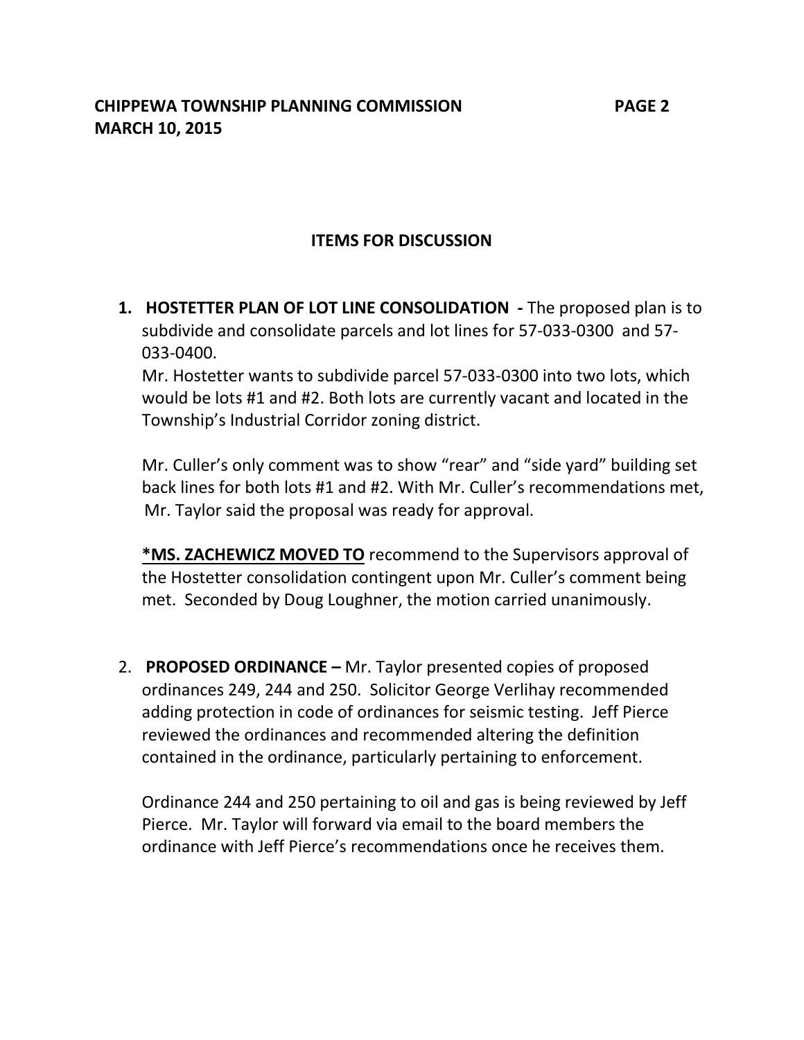## ITEMS FOR DISCUSSION

1. **HOSTETTER PLAN OF LOT LINE CONSOLIDATION -** The proposed plan is to subdivide and consolidate parcels and lot lines for 57-033-0300 and 57-033-0400.

   Mr. Hostetter wants to subdivide parcel 57-033-0300 into two lots, which would be lots #1 and #2. Both lots are currently vacant and located in the Township's Industrial Corridor zoning district.

   Mr. Culler's only comment was to show "rear" and "side yard" building set back lines for both lots #1 and #2. With Mr. Culler's recommendations met, Mr. Taylor said the proposal was ready for approval.

   ***MS. ZACHEWICZ MOVED TO** recommend to the Supervisors approval of the Hostetter consolidation contingent upon Mr. Culler's comment being met. Seconded by Doug Loughner, the motion carried unanimously.

2. **PROPOSED ORDINANCE –** Mr. Taylor presented copies of proposed ordinances 249, 244 and 250. Solicitor George Verlihay recommended adding protection in code of ordinances for seismic testing. Jeff Pierce reviewed the ordinances and recommended altering the definition contained in the ordinance, particularly pertaining to enforcement.

   Ordinance 244 and 250 pertaining to oil and gas is being reviewed by Jeff Pierce. Mr. Taylor will forward via email to the board members the ordinance with Jeff Pierce's recommendations once he receives them.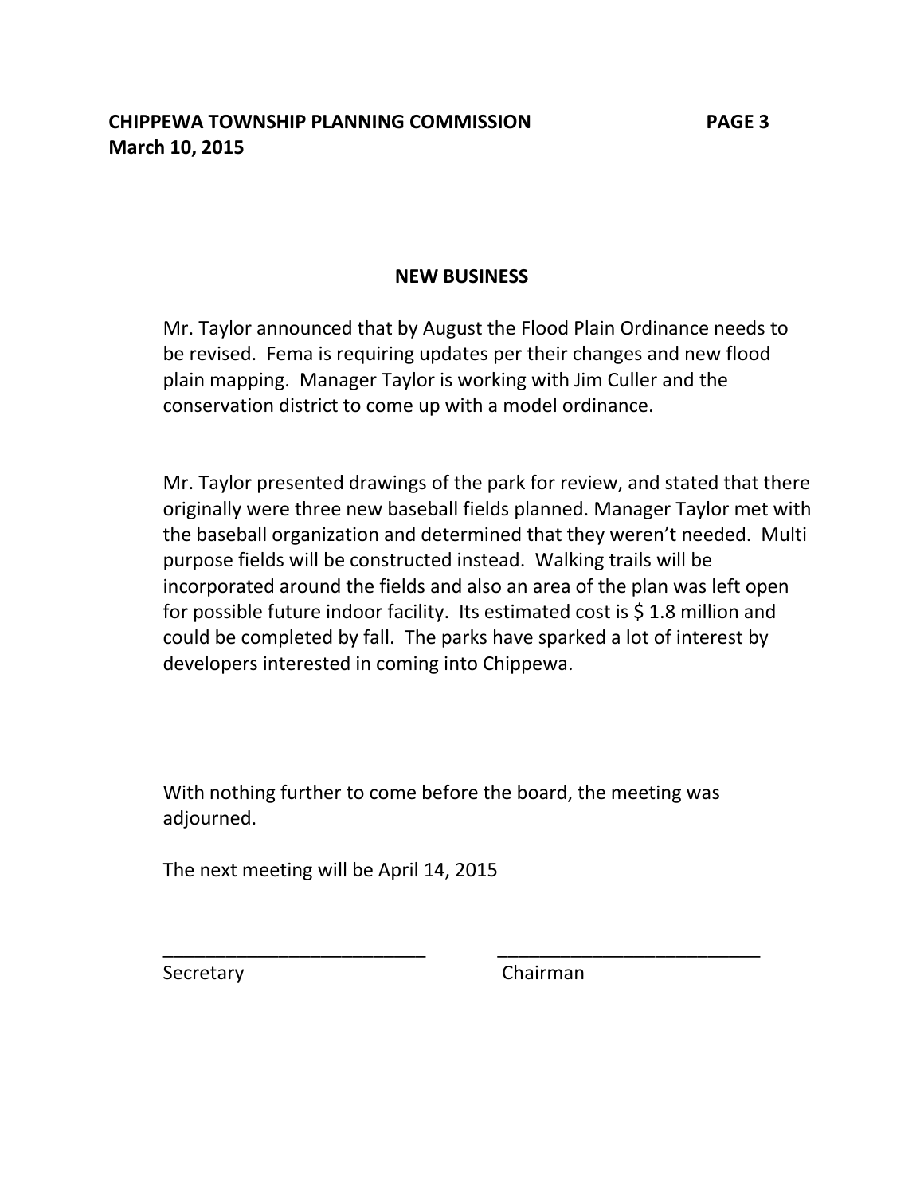## NEW BUSINESS

Mr. Taylor announced that by August the Flood Plain Ordinance needs to be revised. Fema is requiring updates per their changes and new flood plain mapping. Manager Taylor is working with Jim Culler and the conservation district to come up with a model ordinance.

Mr. Taylor presented drawings of the park for review, and stated that there originally were three new baseball fields planned. Manager Taylor met with the baseball organization and determined that they weren't needed. Multi purpose fields will be constructed instead. Walking trails will be incorporated around the fields and also an area of the plan was left open for possible future indoor facility. Its estimated cost is $ 1.8 million and could be completed by fall. The parks have sparked a lot of interest by developers interested in coming into Chippewa.

With nothing further to come before the board, the meeting was adjourned.

The next meeting will be April 14, 2015

_________________________ _________________________

Secretary Chairman